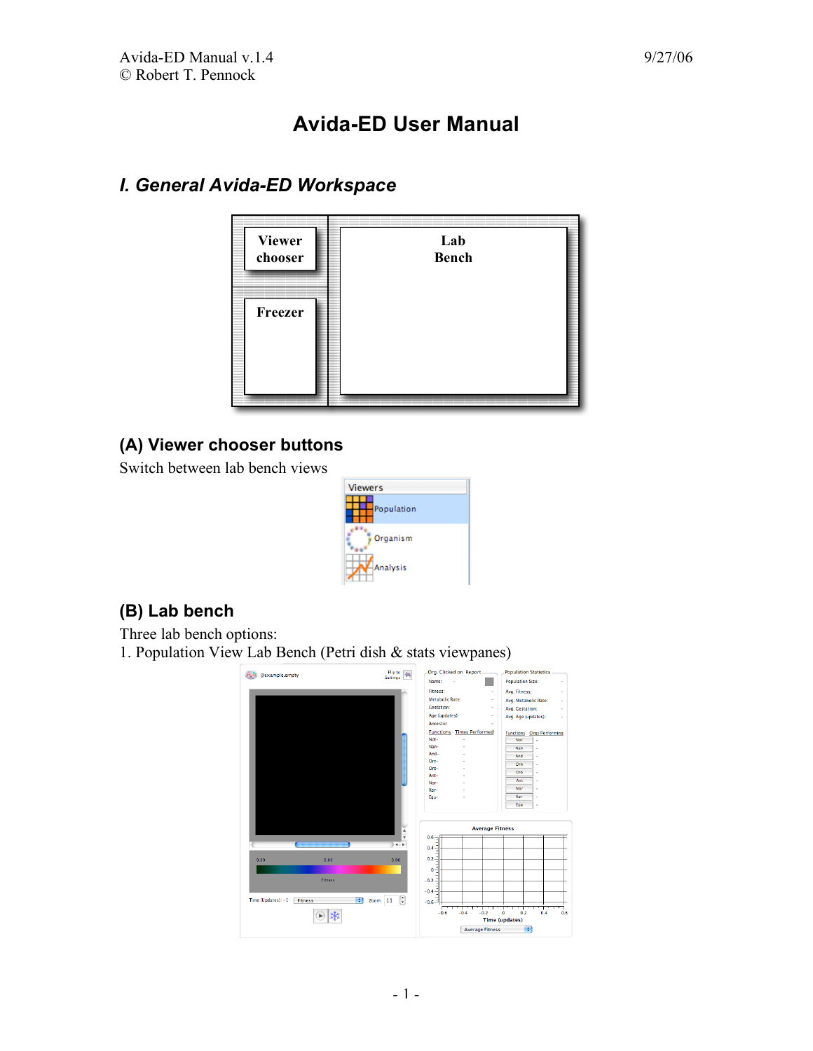# Avida-ED User Manual

## I. General Avida-ED Workspace

### (A) Viewer chooser buttons

Switch between lab bench views

### (B) Lab bench

Three lab bench options:

1. Population View Lab Bench (Petri dish & stats viewpanes)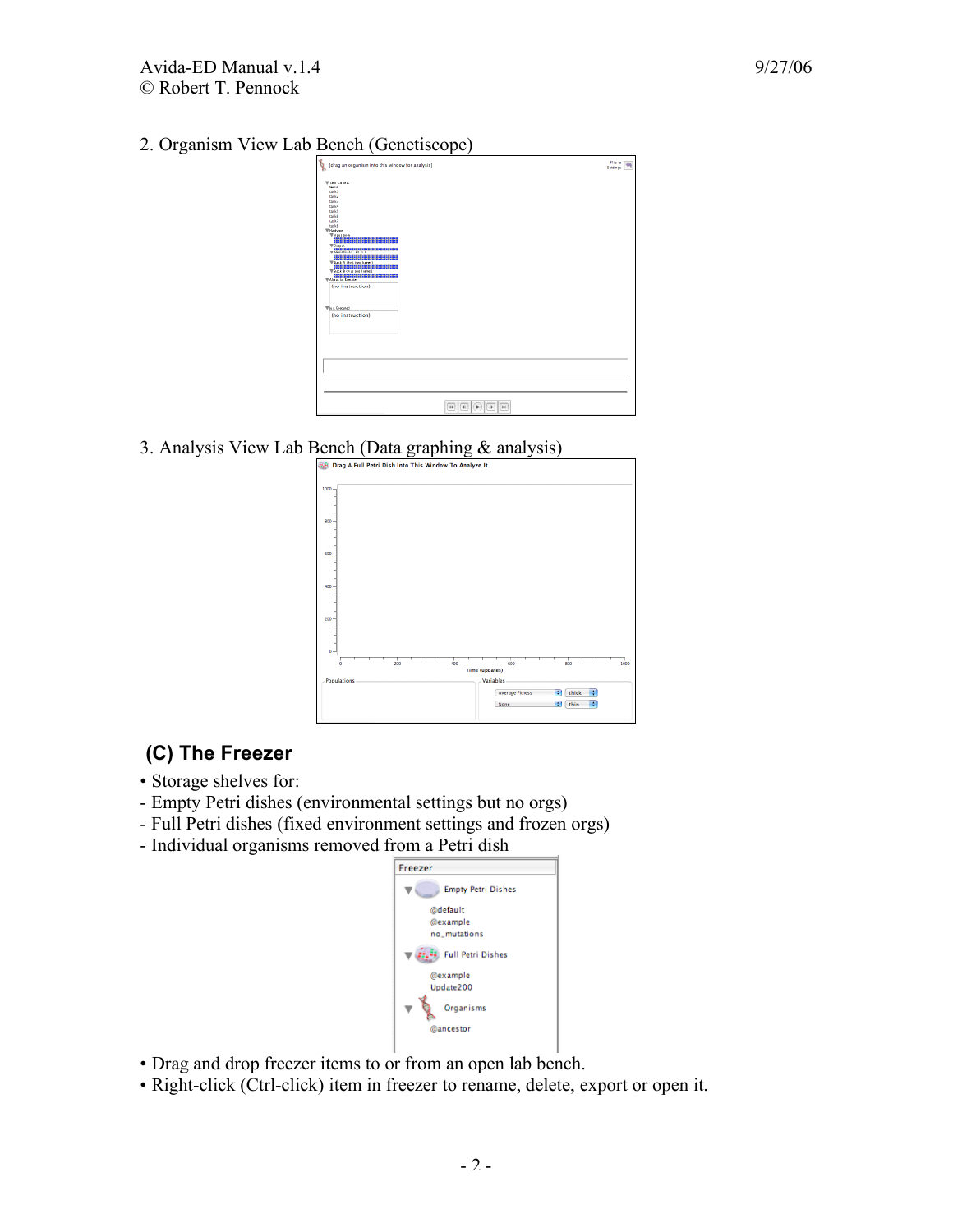2. Organism View Lab Bench (Genetiscope)

3. Analysis View Lab Bench (Data graphing & analysis)

## (C) The Freezer

• Storage shelves for:
- Empty Petri dishes (environmental settings but no orgs)
- Full Petri dishes (fixed environment settings and frozen orgs)
- Individual organisms removed from a Petri dish

• Drag and drop freezer items to or from an open lab bench.
• Right-click (Ctrl-click) item in freezer to rename, delete, export or open it.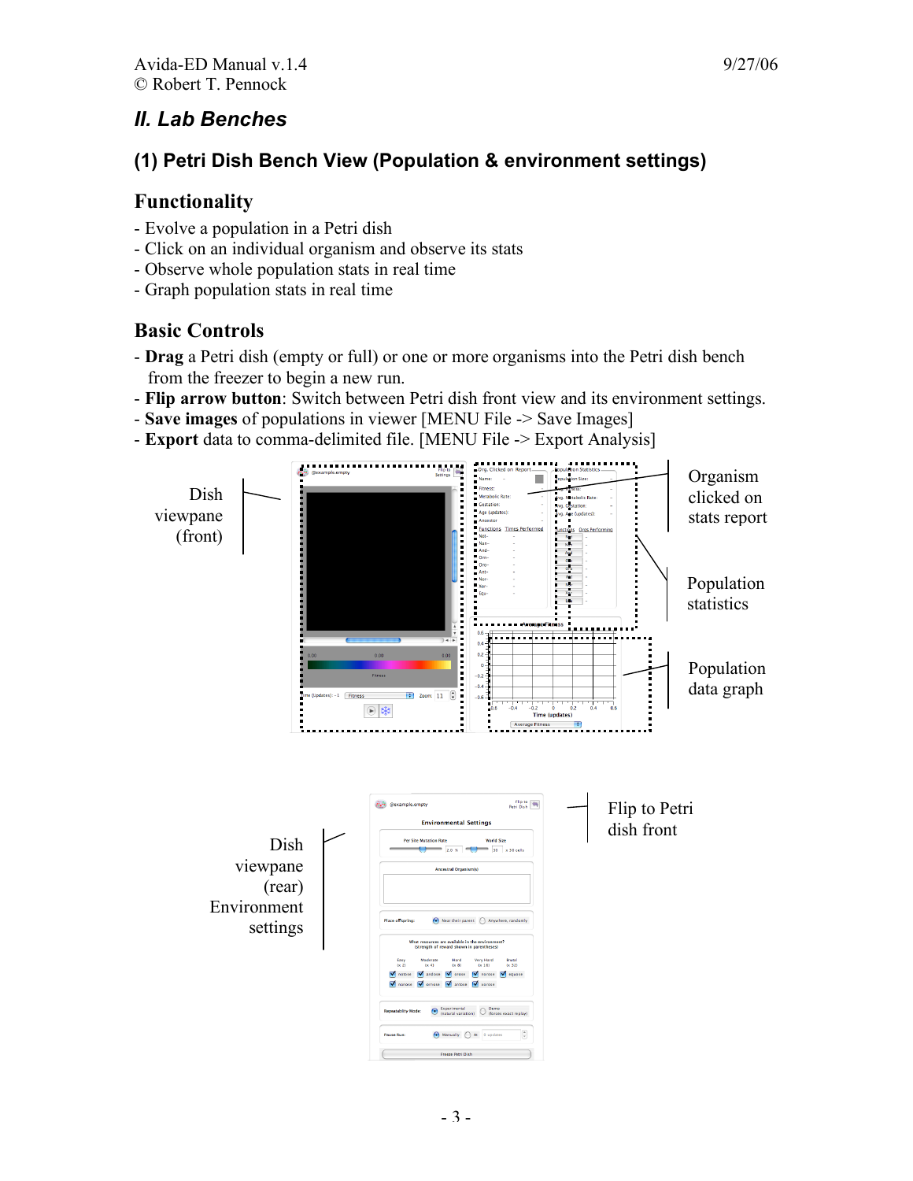## II. Lab Benches

### (1) Petri Dish Bench View (Population & environment settings)

#### Functionality

- Evolve a population in a Petri dish
- Click on an individual organism and observe its stats
- Observe whole population stats in real time
- Graph population stats in real time

#### Basic Controls

- **Drag** a Petri dish (empty or full) or one or more organisms into the Petri dish bench from the freezer to begin a new run.
- **Flip arrow button**: Switch between Petri dish front view and its environment settings.
- **Save images** of populations in viewer [MENU File -> Save Images]
- **Export** data to comma-delimited file. [MENU File -> Export Analysis]

Dish viewpane (front)

Organism clicked on stats report

Population statistics

Population data graph

Flip to Petri dish front

Dish viewpane (rear) Environment settings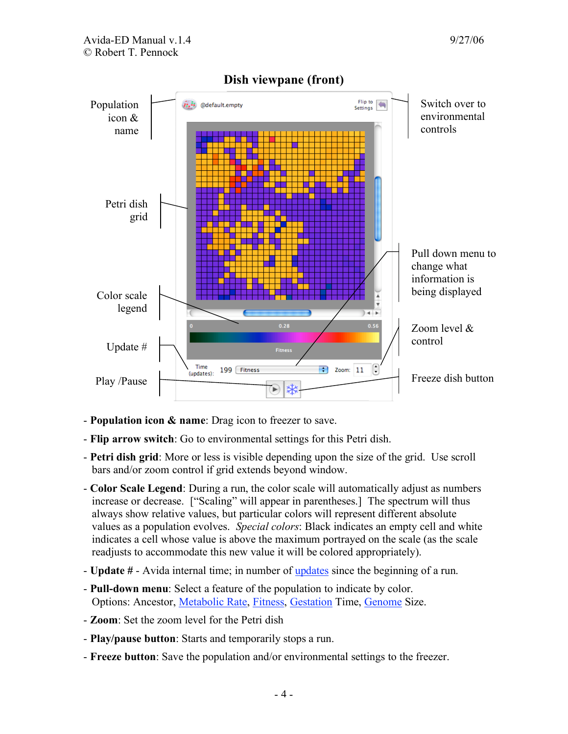## Dish viewpane (front)

Population icon & name

Petri dish grid

Color scale legend

Update #

Play /Pause

Switch over to environmental controls

Pull down menu to change what information is being displayed

Zoom level & control

Freeze dish button

- **Population icon & name**: Drag icon to freezer to save.
- **Flip arrow switch**: Go to environmental settings for this Petri dish.
- **Petri dish grid**: More or less is visible depending upon the size of the grid. Use scroll bars and/or zoom control if grid extends beyond window.
- **Color Scale Legend**: During a run, the color scale will automatically adjust as numbers increase or decrease. ["Scaling" will appear in parentheses.] The spectrum will thus always show relative values, but particular colors will represent different absolute values as a population evolves. *Special colors*: Black indicates an empty cell and white indicates a cell whose value is above the maximum portrayed on the scale (as the scale readjusts to accommodate this new value it will be colored appropriately).
- **Update #** - Avida internal time; in number of updates since the beginning of a run.
- **Pull-down menu**: Select a feature of the population to indicate by color. Options: Ancestor, Metabolic Rate, Fitness, Gestation Time, Genome Size.
- **Zoom**: Set the zoom level for the Petri dish
- **Play/pause button**: Starts and temporarily stops a run.
- **Freeze button**: Save the population and/or environmental settings to the freezer.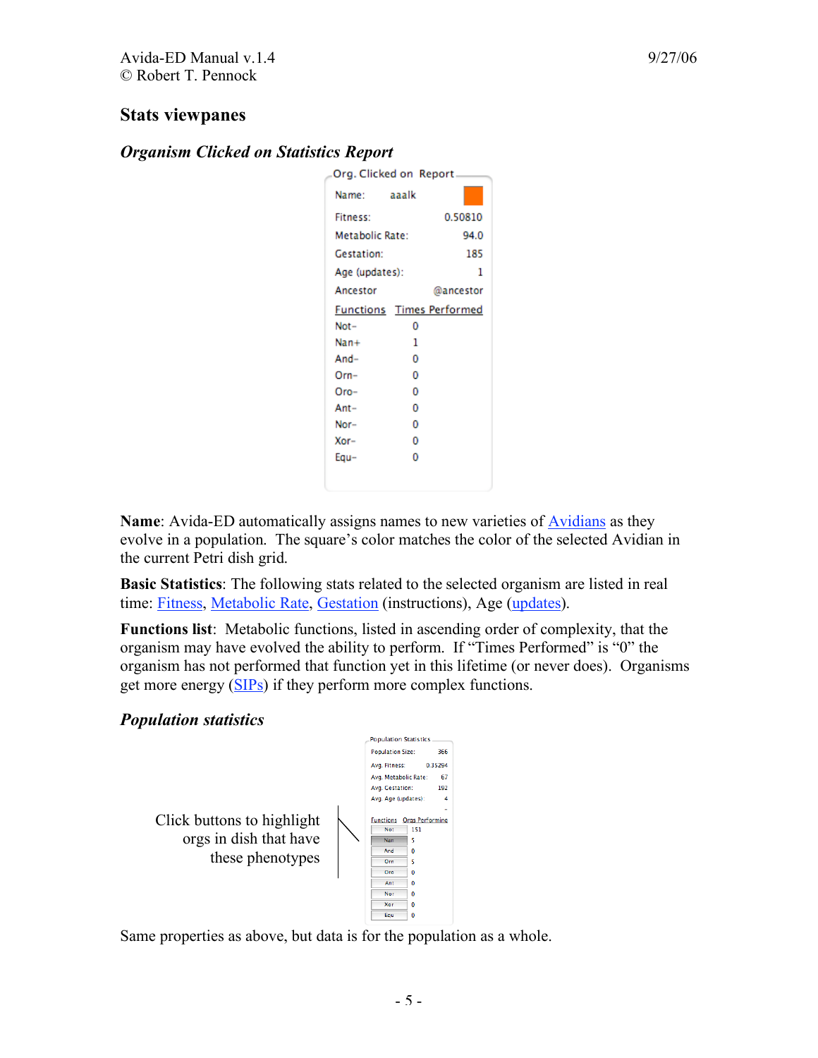## Stats viewpanes

### *Organism Clicked on Statistics Report*

Org. Clicked on Report

| Name: | aaalk |
|---|---|
| Fitness: | 0.50810 |
| Metabolic Rate: | 94.0 |
| Gestation: | 185 |
| Age (updates): | 1 |
| Ancestor | @ancestor |

| Functions | Times Performed |
|---|---|
| Not- | 0 |
| Nan+ | 1 |
| And- | 0 |
| Orn- | 0 |
| Oro- | 0 |
| Ant- | 0 |
| Nor- | 0 |
| Xor- | 0 |
| Equ- | 0 |

**Name**: Avida-ED automatically assigns names to new varieties of Avidians as they evolve in a population. The square's color matches the color of the selected Avidian in the current Petri dish grid.

**Basic Statistics**: The following stats related to the selected organism are listed in real time: Fitness, Metabolic Rate, Gestation (instructions), Age (updates).

**Functions list**: Metabolic functions, listed in ascending order of complexity, that the organism may have evolved the ability to perform. If "Times Performed" is "0" the organism has not performed that function yet in this lifetime (or never does). Organisms get more energy (SIPs) if they perform more complex functions.

### *Population statistics*

Population Statistics

| Population Size: | 366 |
|---|---|
| Avg. Fitness: | 0.35294 |
| Avg. Metabolic Rate: | 67 |
| Avg. Gestation: | 192 |
| Avg. Age (updates): | 4 |

| Functions | Orgs Performing |
|---|---|
| Not | 151 |
| Nan | 5 |
| And | 0 |
| Orn | 5 |
| Oro | 0 |
| Ant | 0 |
| Nor | 0 |
| Xor | 0 |
| Equ | 0 |

Click buttons to highlight orgs in dish that have these phenotypes

Same properties as above, but data is for the population as a whole.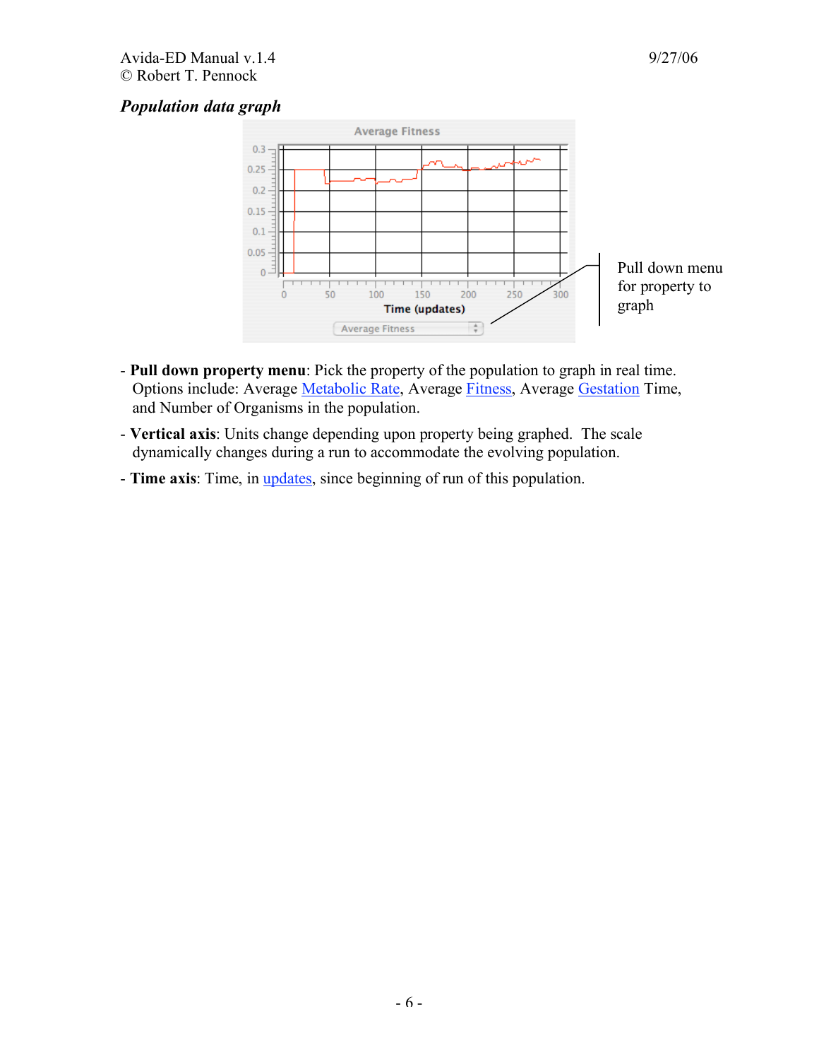### *Population data graph*

Pull down menu for property to graph

- **Pull down property menu**: Pick the property of the population to graph in real time. Options include: Average Metabolic Rate, Average Fitness, Average Gestation Time, and Number of Organisms in the population.
- **Vertical axis**: Units change depending upon property being graphed. The scale dynamically changes during a run to accommodate the evolving population.
- **Time axis**: Time, in updates, since beginning of run of this population.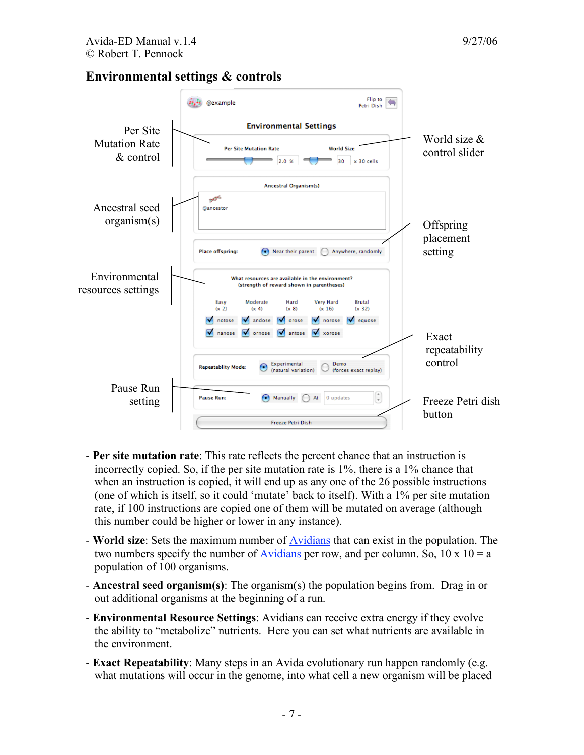## Environmental settings & controls

Per Site Mutation Rate & control

Ancestral seed organism(s)

Environmental resources settings

Pause Run setting

World size & control slider

Offspring placement setting

Exact repeatability control

Freeze Petri dish button

- **Per site mutation rate**: This rate reflects the percent chance that an instruction is incorrectly copied. So, if the per site mutation rate is 1%, there is a 1% chance that when an instruction is copied, it will end up as any one of the 26 possible instructions (one of which is itself, so it could 'mutate' back to itself). With a 1% per site mutation rate, if 100 instructions are copied one of them will be mutated on average (although this number could be higher or lower in any instance).
- **World size**: Sets the maximum number of Avidians that can exist in the population. The two numbers specify the number of Avidians per row, and per column. So, 10 x 10 = a population of 100 organisms.
- **Ancestral seed organism(s)**: The organism(s) the population begins from. Drag in or out additional organisms at the beginning of a run.
- **Environmental Resource Settings**: Avidians can receive extra energy if they evolve the ability to "metabolize" nutrients. Here you can set what nutrients are available in the environment.
- **Exact Repeatability**: Many steps in an Avida evolutionary run happen randomly (e.g. what mutations will occur in the genome, into what cell a new organism will be placed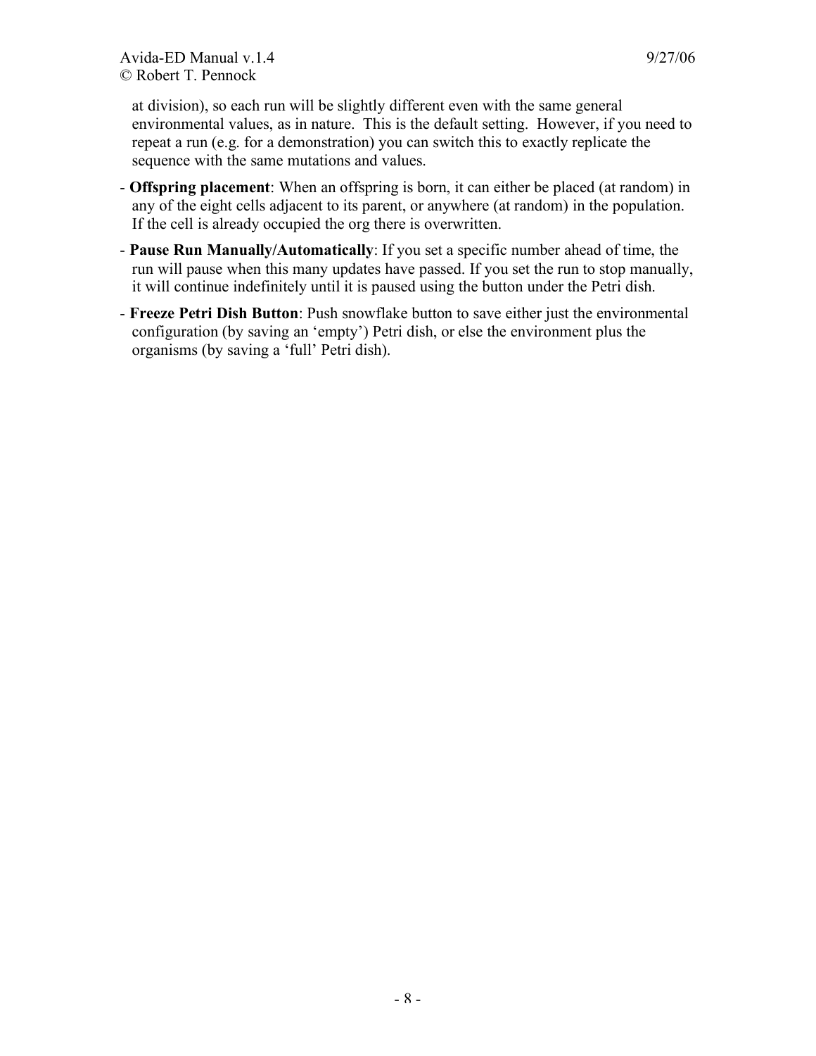at division), so each run will be slightly different even with the same general environmental values, as in nature. This is the default setting. However, if you need to repeat a run (e.g. for a demonstration) you can switch this to exactly replicate the sequence with the same mutations and values.

- **Offspring placement**: When an offspring is born, it can either be placed (at random) in any of the eight cells adjacent to its parent, or anywhere (at random) in the population. If the cell is already occupied the org there is overwritten.
- **Pause Run Manually/Automatically**: If you set a specific number ahead of time, the run will pause when this many updates have passed. If you set the run to stop manually, it will continue indefinitely until it is paused using the button under the Petri dish.
- **Freeze Petri Dish Button**: Push snowflake button to save either just the environmental configuration (by saving an 'empty') Petri dish, or else the environment plus the organisms (by saving a 'full' Petri dish).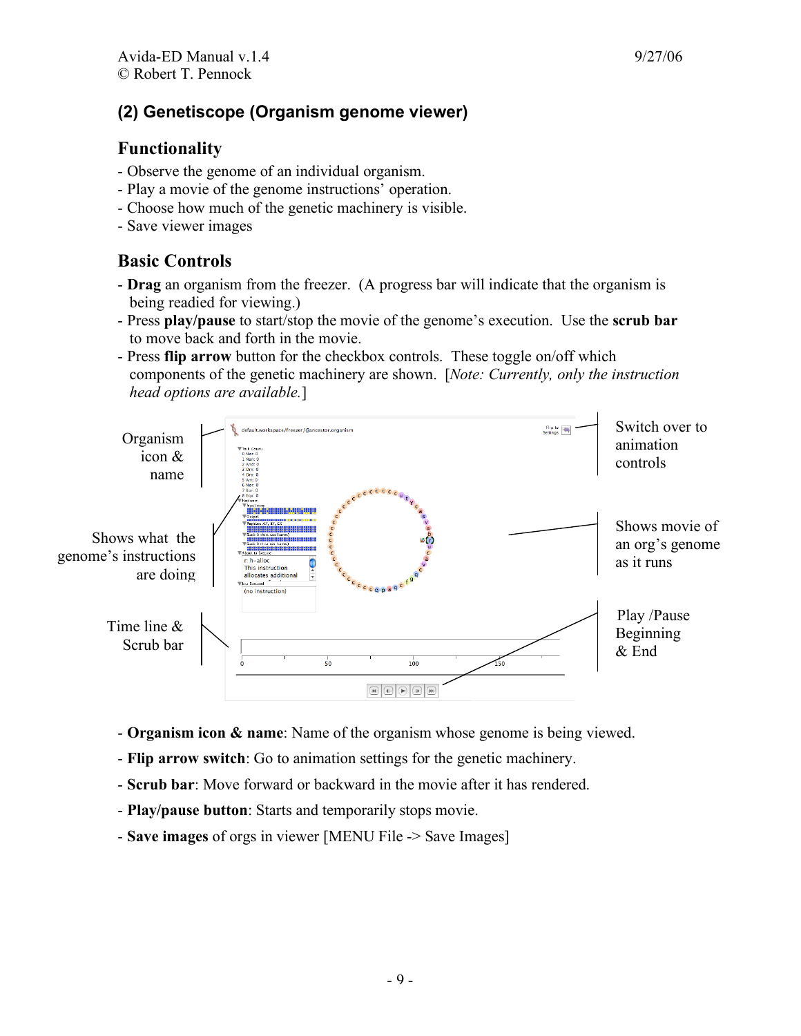## (2) Genetiscope (Organism genome viewer)

### Functionality

- Observe the genome of an individual organism.
- Play a movie of the genome instructions' operation.
- Choose how much of the genetic machinery is visible.
- Save viewer images

### Basic Controls

- **Drag** an organism from the freezer. (A progress bar will indicate that the organism is being readied for viewing.)
- Press **play/pause** to start/stop the movie of the genome's execution. Use the **scrub bar** to move back and forth in the movie.
- Press **flip arrow** button for the checkbox controls. These toggle on/off which components of the genetic machinery are shown. [*Note: Currently, only the instruction head options are available.*]

Organism icon & name

Switch over to animation controls

Shows what the genome's instructions are doing

Shows movie of an org's genome as it runs

Time line & Scrub bar

Play /Pause Beginning & End

- **Organism icon & name**: Name of the organism whose genome is being viewed.
- **Flip arrow switch**: Go to animation settings for the genetic machinery.
- **Scrub bar**: Move forward or backward in the movie after it has rendered.
- **Play/pause button**: Starts and temporarily stops movie.
- **Save images** of orgs in viewer [MENU File -> Save Images]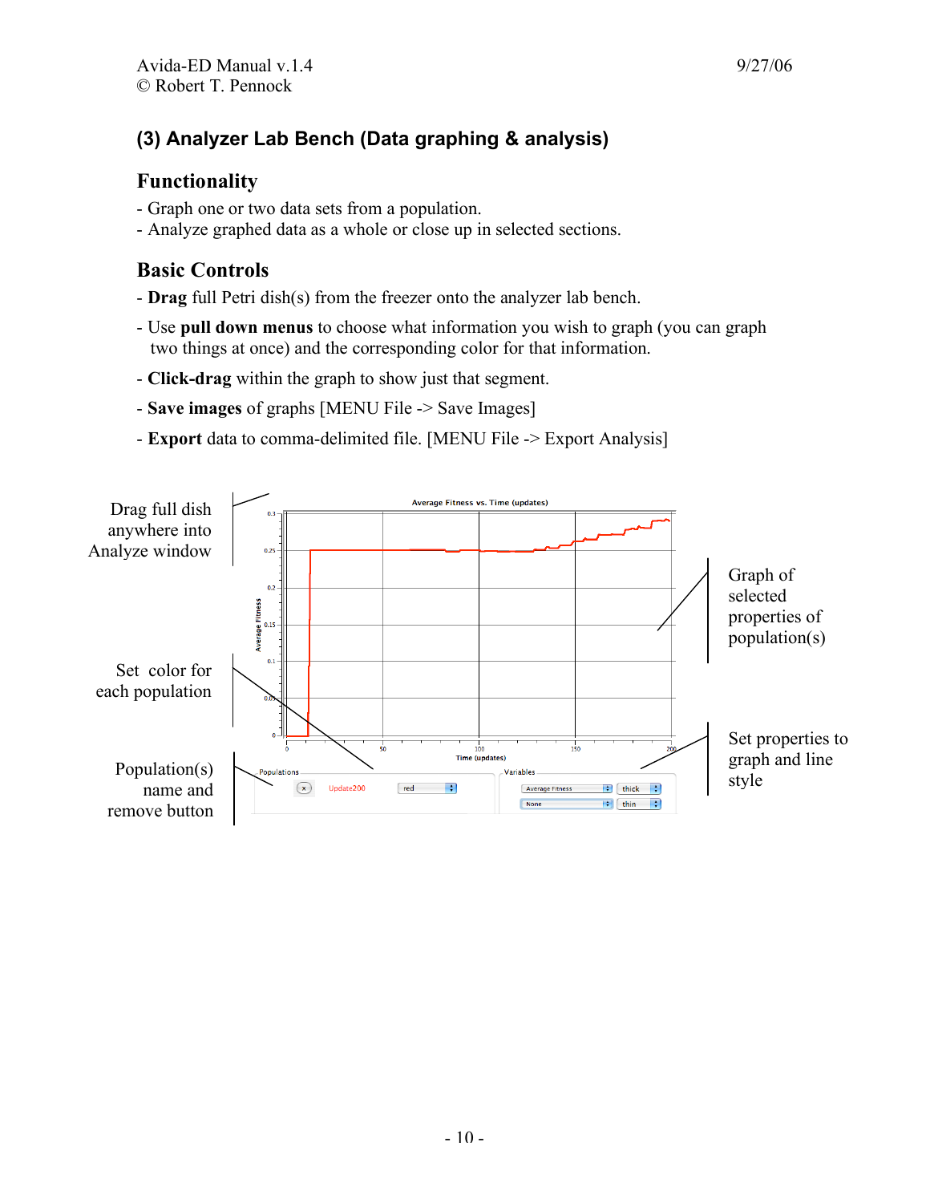## (3) Analyzer Lab Bench (Data graphing & analysis)

### Functionality

- Graph one or two data sets from a population.
- Analyze graphed data as a whole or close up in selected sections.

### Basic Controls

- **Drag** full Petri dish(s) from the freezer onto the analyzer lab bench.
- Use **pull down menus** to choose what information you wish to graph (you can graph two things at once) and the corresponding color for that information.
- **Click-drag** within the graph to show just that segment.
- **Save images** of graphs [MENU File -> Save Images]
- **Export** data to comma-delimited file. [MENU File -> Export Analysis]

Drag full dish anywhere into Analyze window

Set color for each population

Population(s) name and remove button

Graph of selected properties of population(s)

Set properties to graph and line style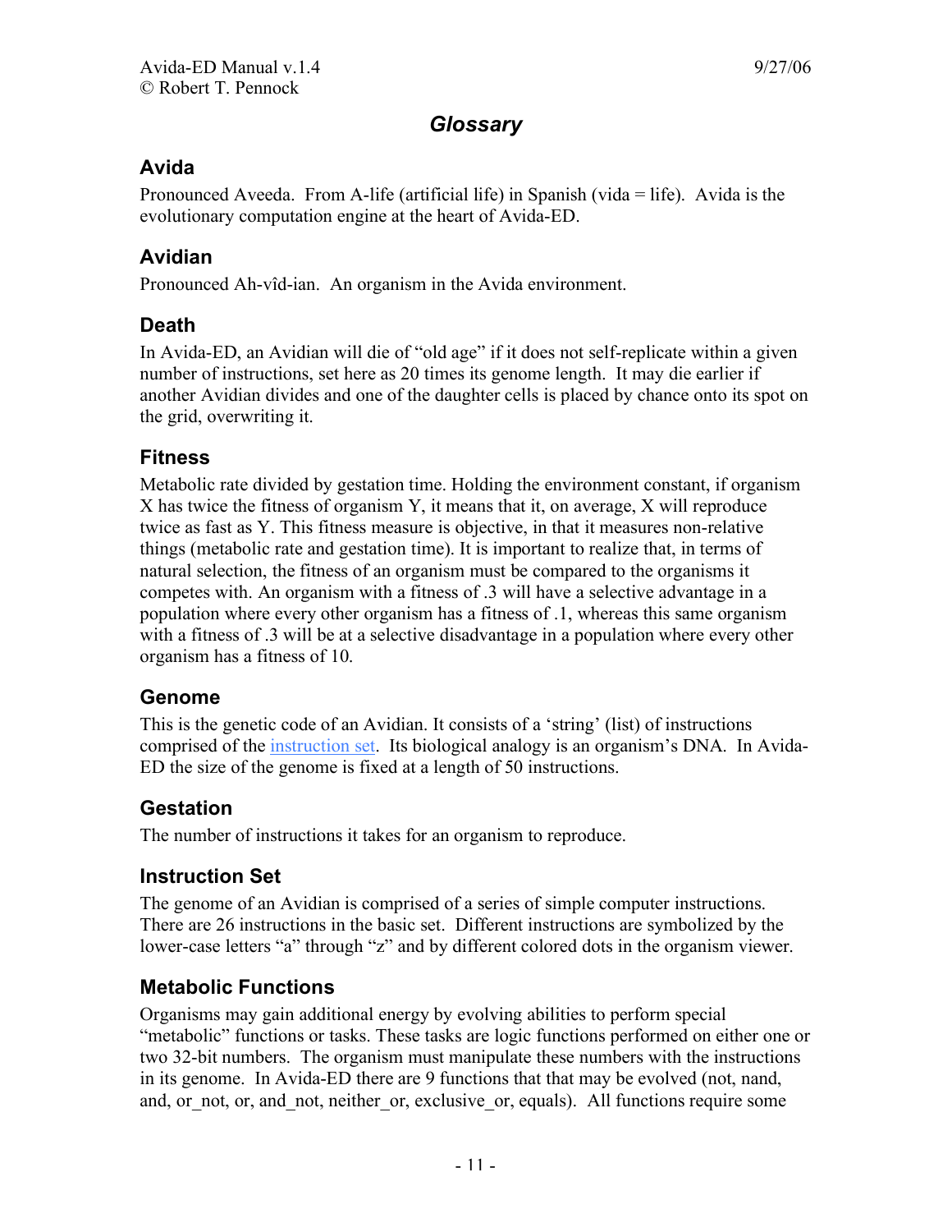# *Glossary*

## Avida

Pronounced Aveeda. From A-life (artificial life) in Spanish (vida = life). Avida is the evolutionary computation engine at the heart of Avida-ED.

## Avidian

Pronounced Ah-vîd-ian. An organism in the Avida environment.

## Death

In Avida-ED, an Avidian will die of "old age" if it does not self-replicate within a given number of instructions, set here as 20 times its genome length. It may die earlier if another Avidian divides and one of the daughter cells is placed by chance onto its spot on the grid, overwriting it.

## Fitness

Metabolic rate divided by gestation time. Holding the environment constant, if organism X has twice the fitness of organism Y, it means that it, on average, X will reproduce twice as fast as Y. This fitness measure is objective, in that it measures non-relative things (metabolic rate and gestation time). It is important to realize that, in terms of natural selection, the fitness of an organism must be compared to the organisms it competes with. An organism with a fitness of .3 will have a selective advantage in a population where every other organism has a fitness of .1, whereas this same organism with a fitness of .3 will be at a selective disadvantage in a population where every other organism has a fitness of 10.

## Genome

This is the genetic code of an Avidian. It consists of a 'string' (list) of instructions comprised of the instruction set. Its biological analogy is an organism's DNA. In Avida-ED the size of the genome is fixed at a length of 50 instructions.

## Gestation

The number of instructions it takes for an organism to reproduce.

## Instruction Set

The genome of an Avidian is comprised of a series of simple computer instructions. There are 26 instructions in the basic set. Different instructions are symbolized by the lower-case letters "a" through "z" and by different colored dots in the organism viewer.

## Metabolic Functions

Organisms may gain additional energy by evolving abilities to perform special "metabolic" functions or tasks. These tasks are logic functions performed on either one or two 32-bit numbers. The organism must manipulate these numbers with the instructions in its genome. In Avida-ED there are 9 functions that that may be evolved (not, nand, and, or_not, or, and_not, neither_or, exclusive_or, equals). All functions require some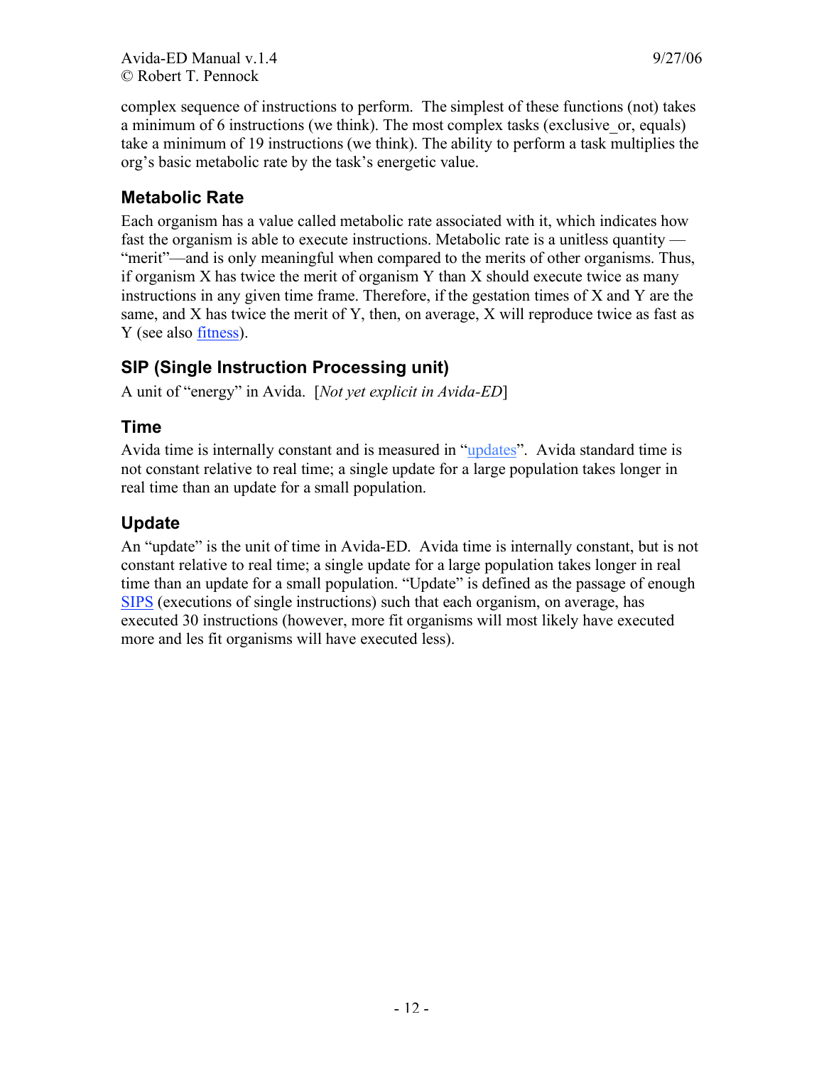complex sequence of instructions to perform. The simplest of these functions (not) takes a minimum of 6 instructions (we think). The most complex tasks (exclusive_or, equals) take a minimum of 19 instructions (we think). The ability to perform a task multiplies the org's basic metabolic rate by the task's energetic value.

## Metabolic Rate

Each organism has a value called metabolic rate associated with it, which indicates how fast the organism is able to execute instructions. Metabolic rate is a unitless quantity — "merit"—and is only meaningful when compared to the merits of other organisms. Thus, if organism X has twice the merit of organism Y than X should execute twice as many instructions in any given time frame. Therefore, if the gestation times of X and Y are the same, and X has twice the merit of Y, then, on average, X will reproduce twice as fast as Y (see also fitness).

## SIP (Single Instruction Processing unit)

A unit of "energy" in Avida. [*Not yet explicit in Avida-ED*]

## Time

Avida time is internally constant and is measured in "updates". Avida standard time is not constant relative to real time; a single update for a large population takes longer in real time than an update for a small population.

## Update

An "update" is the unit of time in Avida-ED. Avida time is internally constant, but is not constant relative to real time; a single update for a large population takes longer in real time than an update for a small population. "Update" is defined as the passage of enough SIPS (executions of single instructions) such that each organism, on average, has executed 30 instructions (however, more fit organisms will most likely have executed more and les fit organisms will have executed less).